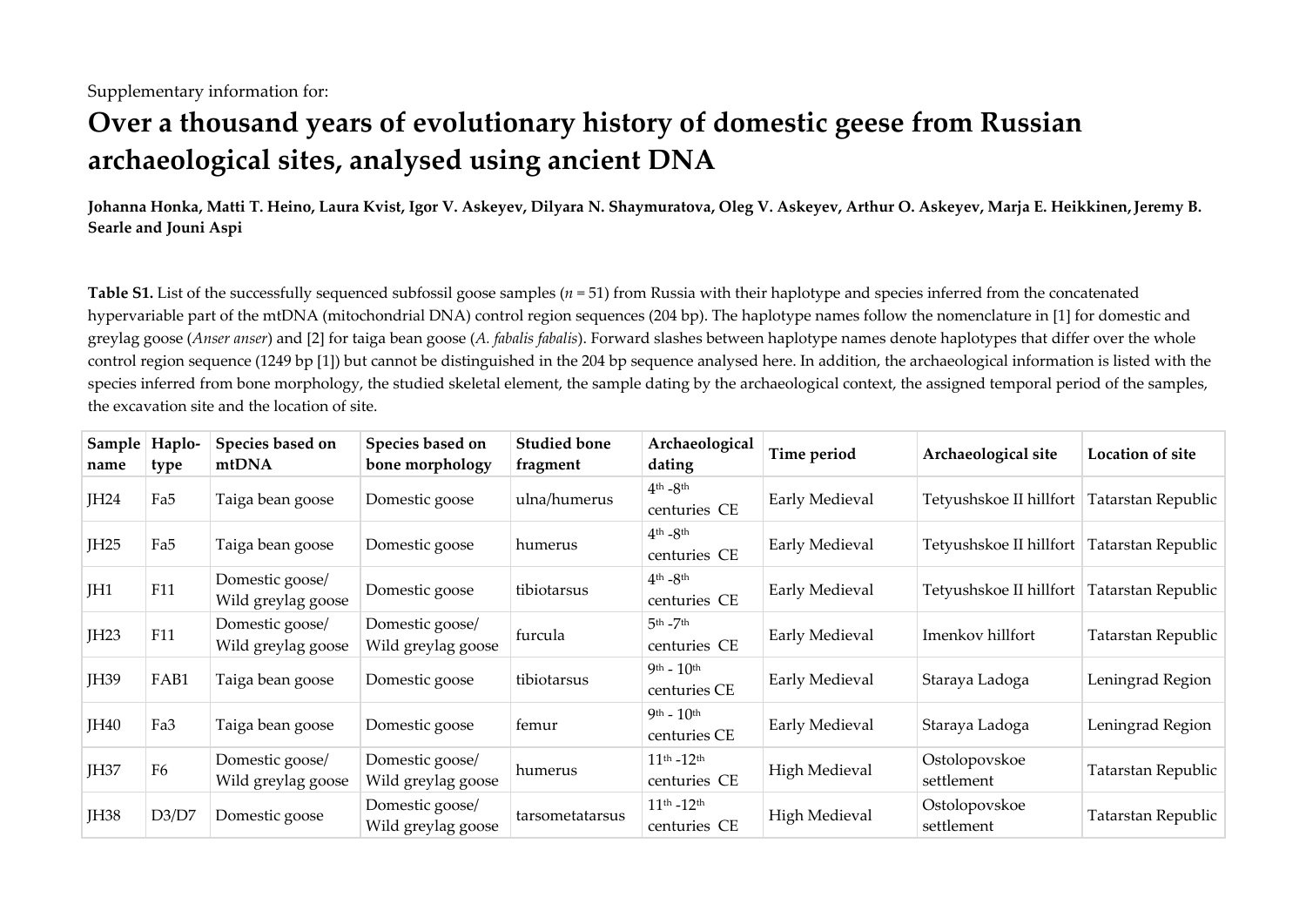Supplementary information for:

# Over a thousand years of evolutionary history of domestic geese from Russian archaeological sites, analysed using ancient DNA

**Johanna Honka, Matti T. Heino, Laura Kvist, Igor V. Askeyev, Dilyara N. Shaymuratova, Oleg V. Askeyev, Arthur O. Askeyev, Marja E. Heikkinen, Jeremy B. Searle and Jouni Aspi**

**Table S1.** List of the successfully sequenced subfossil goose samples (*n* = 51) from Russia with their haplotype and species inferred from the concatenated hypervariable part of the mtDNA (mitochondrial DNA) control region sequences (204 bp). The haplotype names follow the nomenclature in [1] for domestic and greylag goose (*Anser anser*) and [2] for taiga bean goose (*A. fabalis fabalis*). Forward slashes between haplotype names denote haplotypes that differ over the whole control region sequence (1249 bp [1]) but cannot be distinguished in the 204 bp sequence analysed here. In addition, the archaeological information is listed with the species inferred from bone morphology, the studied skeletal element, the sample dating by the archaeological context, the assigned temporal period of the samples, the excavation site and the location of site.

| Sample name | Haplo-type | Species based on mtDNA | Species based on bone morphology | Studied bone fragment | Archaeological dating | Time period | Archaeological site | Location of site |
|---|---|---|---|---|---|---|---|---|
| JH24 | Fa5 | Taiga bean goose | Domestic goose | ulna/humerus | 4th -8th centuries CE | Early Medieval | Tetyushskoe II hillfort | Tatarstan Republic |
| JH25 | Fa5 | Taiga bean goose | Domestic goose | humerus | 4th -8th centuries CE | Early Medieval | Tetyushskoe II hillfort | Tatarstan Republic |
| JH1 | F11 | Domestic goose/ Wild greylag goose | Domestic goose | tibiotarsus | 4th -8th centuries CE | Early Medieval | Tetyushskoe II hillfort | Tatarstan Republic |
| JH23 | F11 | Domestic goose/ Wild greylag goose | Domestic goose/ Wild greylag goose | furcula | 5th -7th centuries CE | Early Medieval | Imenkov hillfort | Tatarstan Republic |
| JH39 | FAB1 | Taiga bean goose | Domestic goose | tibiotarsus | 9th - 10th centuries CE | Early Medieval | Staraya Ladoga | Leningrad Region |
| JH40 | Fa3 | Taiga bean goose | Domestic goose | femur | 9th - 10th centuries CE | Early Medieval | Staraya Ladoga | Leningrad Region |
| JH37 | F6 | Domestic goose/ Wild greylag goose | Domestic goose/ Wild greylag goose | humerus | 11th -12th centuries CE | High Medieval | Ostolopovskoe settlement | Tatarstan Republic |
| JH38 | D3/D7 | Domestic goose | Domestic goose/ Wild greylag goose | tarsometatarsus | 11th -12th centuries CE | High Medieval | Ostolopovskoe settlement | Tatarstan Republic |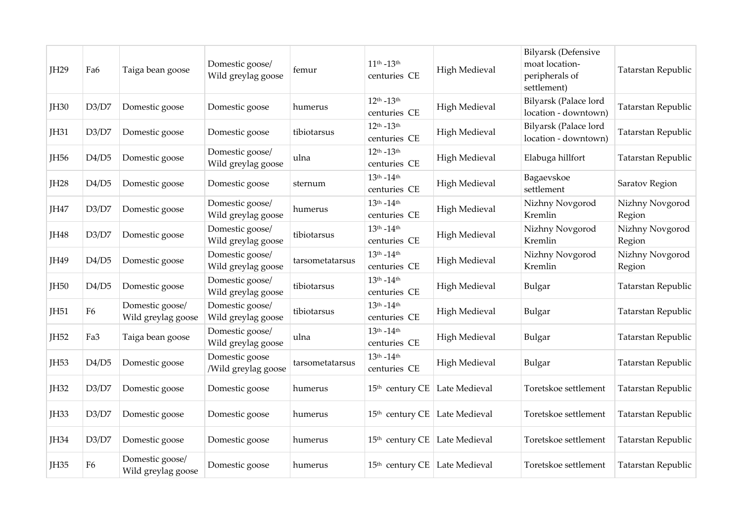| JH29 | Fa6 | Taiga bean goose | Domestic goose/ Wild greylag goose | femur | 11th -13th centuries CE | High Medieval | Bilyarsk (Defensive moat location- peripherals of settlement) | Tatarstan Republic |
|---|---|---|---|---|---|---|---|---|
| JH30 | D3/D7 | Domestic goose | Domestic goose | humerus | 12th -13th centuries CE | High Medieval | Bilyarsk (Palace lord location - downtown) | Tatarstan Republic |
| JH31 | D3/D7 | Domestic goose | Domestic goose | tibiotarsus | 12th -13th centuries CE | High Medieval | Bilyarsk (Palace lord location - downtown) | Tatarstan Republic |
| JH56 | D4/D5 | Domestic goose | Domestic goose/ Wild greylag goose | ulna | 12th -13th centuries CE | High Medieval | Elabuga hillfort | Tatarstan Republic |
| JH28 | D4/D5 | Domestic goose | Domestic goose | sternum | 13th -14th centuries CE | High Medieval | Bagaevskoe settlement | Saratov Region |
| JH47 | D3/D7 | Domestic goose | Domestic goose/ Wild greylag goose | humerus | 13th -14th centuries CE | High Medieval | Nizhny Novgorod Kremlin | Nizhny Novgorod Region |
| JH48 | D3/D7 | Domestic goose | Domestic goose/ Wild greylag goose | tibiotarsus | 13th -14th centuries CE | High Medieval | Nizhny Novgorod Kremlin | Nizhny Novgorod Region |
| JH49 | D4/D5 | Domestic goose | Domestic goose/ Wild greylag goose | tarsometatarsus | 13th -14th centuries CE | High Medieval | Nizhny Novgorod Kremlin | Nizhny Novgorod Region |
| JH50 | D4/D5 | Domestic goose | Domestic goose/ Wild greylag goose | tibiotarsus | 13th -14th centuries CE | High Medieval | Bulgar | Tatarstan Republic |
| JH51 | F6 | Domestic goose/ Wild greylag goose | Domestic goose/ Wild greylag goose | tibiotarsus | 13th -14th centuries CE | High Medieval | Bulgar | Tatarstan Republic |
| JH52 | Fa3 | Taiga bean goose | Domestic goose/ Wild greylag goose | ulna | 13th -14th centuries CE | High Medieval | Bulgar | Tatarstan Republic |
| JH53 | D4/D5 | Domestic goose | Domestic goose /Wild greylag goose | tarsometatarsus | 13th -14th centuries CE | High Medieval | Bulgar | Tatarstan Republic |
| JH32 | D3/D7 | Domestic goose | Domestic goose | humerus | 15th century CE | Late Medieval | Toretskoe settlement | Tatarstan Republic |
| JH33 | D3/D7 | Domestic goose | Domestic goose | humerus | 15th century CE | Late Medieval | Toretskoe settlement | Tatarstan Republic |
| JH34 | D3/D7 | Domestic goose | Domestic goose | humerus | 15th century CE | Late Medieval | Toretskoe settlement | Tatarstan Republic |
| JH35 | F6 | Domestic goose/ Wild greylag goose | Domestic goose | humerus | 15th century CE | Late Medieval | Toretskoe settlement | Tatarstan Republic |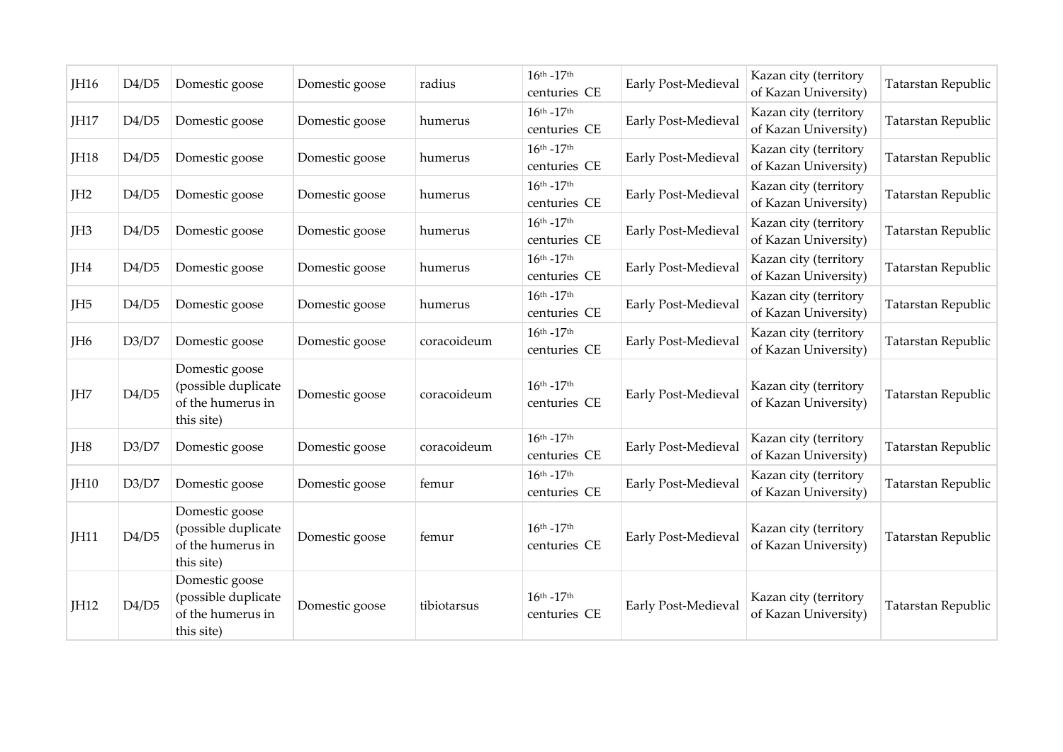| JH16 | D4/D5 | Domestic goose | Domestic goose | radius | 16th -17th centuries CE | Early Post-Medieval | Kazan city (territory of Kazan University) | Tatarstan Republic |
|---|---|---|---|---|---|---|---|---|
| JH17 | D4/D5 | Domestic goose | Domestic goose | humerus | 16th -17th centuries CE | Early Post-Medieval | Kazan city (territory of Kazan University) | Tatarstan Republic |
| JH18 | D4/D5 | Domestic goose | Domestic goose | humerus | 16th -17th centuries CE | Early Post-Medieval | Kazan city (territory of Kazan University) | Tatarstan Republic |
| JH2 | D4/D5 | Domestic goose | Domestic goose | humerus | 16th -17th centuries CE | Early Post-Medieval | Kazan city (territory of Kazan University) | Tatarstan Republic |
| JH3 | D4/D5 | Domestic goose | Domestic goose | humerus | 16th -17th centuries CE | Early Post-Medieval | Kazan city (territory of Kazan University) | Tatarstan Republic |
| JH4 | D4/D5 | Domestic goose | Domestic goose | humerus | 16th -17th centuries CE | Early Post-Medieval | Kazan city (territory of Kazan University) | Tatarstan Republic |
| JH5 | D4/D5 | Domestic goose | Domestic goose | humerus | 16th -17th centuries CE | Early Post-Medieval | Kazan city (territory of Kazan University) | Tatarstan Republic |
| JH6 | D3/D7 | Domestic goose | Domestic goose | coracoideum | 16th -17th centuries CE | Early Post-Medieval | Kazan city (territory of Kazan University) | Tatarstan Republic |
| JH7 | D4/D5 | Domestic goose (possible duplicate of the humerus in this site) | Domestic goose | coracoideum | 16th -17th centuries CE | Early Post-Medieval | Kazan city (territory of Kazan University) | Tatarstan Republic |
| JH8 | D3/D7 | Domestic goose | Domestic goose | coracoideum | 16th -17th centuries CE | Early Post-Medieval | Kazan city (territory of Kazan University) | Tatarstan Republic |
| JH10 | D3/D7 | Domestic goose | Domestic goose | femur | 16th -17th centuries CE | Early Post-Medieval | Kazan city (territory of Kazan University) | Tatarstan Republic |
| JH11 | D4/D5 | Domestic goose (possible duplicate of the humerus in this site) | Domestic goose | femur | 16th -17th centuries CE | Early Post-Medieval | Kazan city (territory of Kazan University) | Tatarstan Republic |
| JH12 | D4/D5 | Domestic goose (possible duplicate of the humerus in this site) | Domestic goose | tibiotarsus | 16th -17th centuries CE | Early Post-Medieval | Kazan city (territory of Kazan University) | Tatarstan Republic |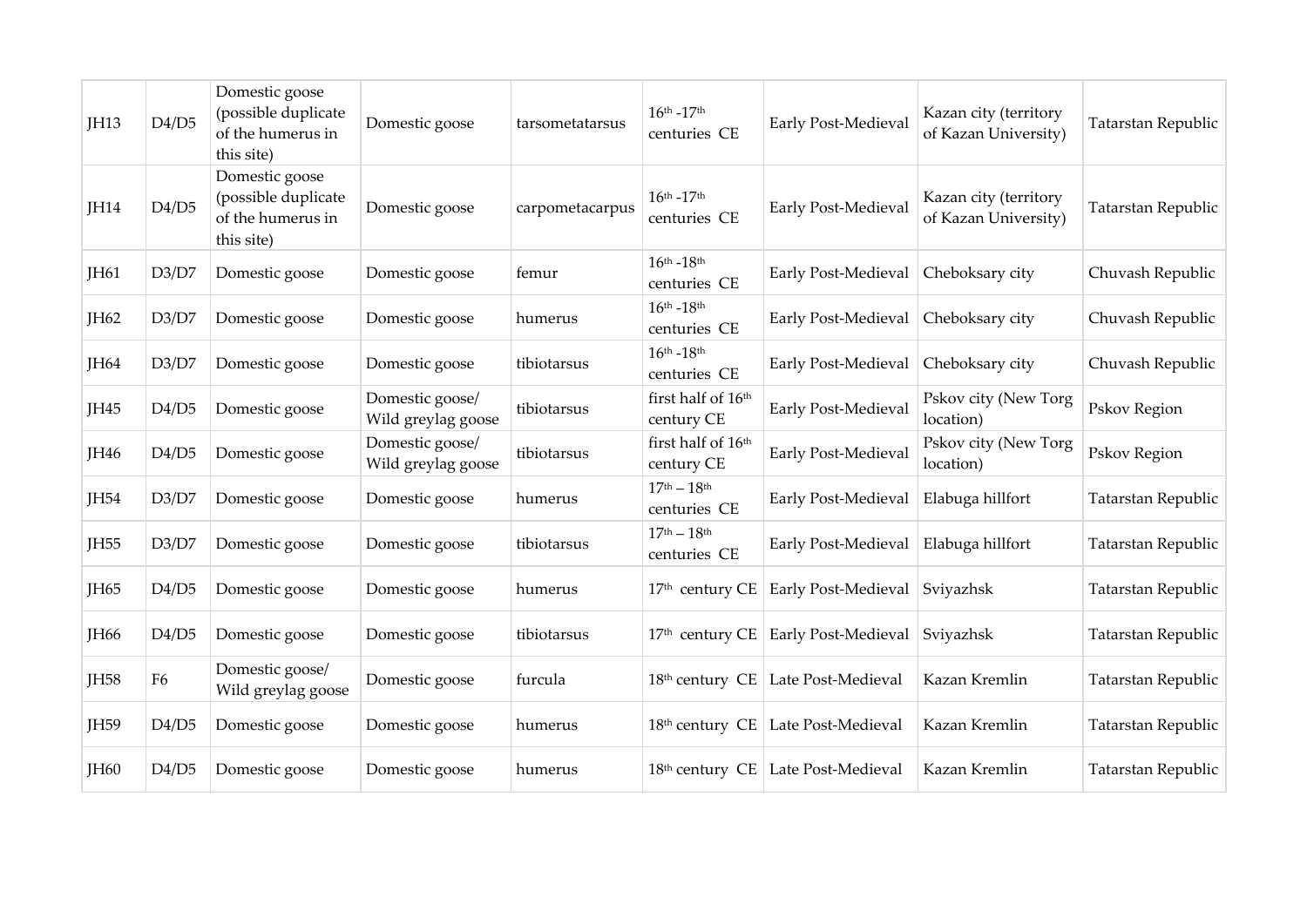| JH13 | D4/D5 | Domestic goose (possible duplicate of the humerus in this site) | Domestic goose | tarsometatarsus | 16th -17th centuries CE | Early Post-Medieval | Kazan city (territory of Kazan University) | Tatarstan Republic |
|---|---|---|---|---|---|---|---|---|
| JH14 | D4/D5 | Domestic goose (possible duplicate of the humerus in this site) | Domestic goose | carpometacarpus | 16th -17th centuries CE | Early Post-Medieval | Kazan city (territory of Kazan University) | Tatarstan Republic |
| JH61 | D3/D7 | Domestic goose | Domestic goose | femur | 16th -18th centuries CE | Early Post-Medieval | Cheboksary city | Chuvash Republic |
| JH62 | D3/D7 | Domestic goose | Domestic goose | humerus | 16th -18th centuries CE | Early Post-Medieval | Cheboksary city | Chuvash Republic |
| JH64 | D3/D7 | Domestic goose | Domestic goose | tibiotarsus | 16th -18th centuries CE | Early Post-Medieval | Cheboksary city | Chuvash Republic |
| JH45 | D4/D5 | Domestic goose | Domestic goose/ Wild greylag goose | tibiotarsus | first half of 16th century CE | Early Post-Medieval | Pskov city (New Torg location) | Pskov Region |
| JH46 | D4/D5 | Domestic goose | Domestic goose/ Wild greylag goose | tibiotarsus | first half of 16th century CE | Early Post-Medieval | Pskov city (New Torg location) | Pskov Region |
| JH54 | D3/D7 | Domestic goose | Domestic goose | humerus | 17th – 18th centuries CE | Early Post-Medieval | Elabuga hillfort | Tatarstan Republic |
| JH55 | D3/D7 | Domestic goose | Domestic goose | tibiotarsus | 17th – 18th centuries CE | Early Post-Medieval | Elabuga hillfort | Tatarstan Republic |
| JH65 | D4/D5 | Domestic goose | Domestic goose | humerus | 17th century CE | Early Post-Medieval | Sviyazhsk | Tatarstan Republic |
| JH66 | D4/D5 | Domestic goose | Domestic goose | tibiotarsus | 17th century CE | Early Post-Medieval | Sviyazhsk | Tatarstan Republic |
| JH58 | F6 | Domestic goose/ Wild greylag goose | Domestic goose | furcula | 18th century CE | Late Post-Medieval | Kazan Kremlin | Tatarstan Republic |
| JH59 | D4/D5 | Domestic goose | Domestic goose | humerus | 18th century CE | Late Post-Medieval | Kazan Kremlin | Tatarstan Republic |
| JH60 | D4/D5 | Domestic goose | Domestic goose | humerus | 18th century CE | Late Post-Medieval | Kazan Kremlin | Tatarstan Republic |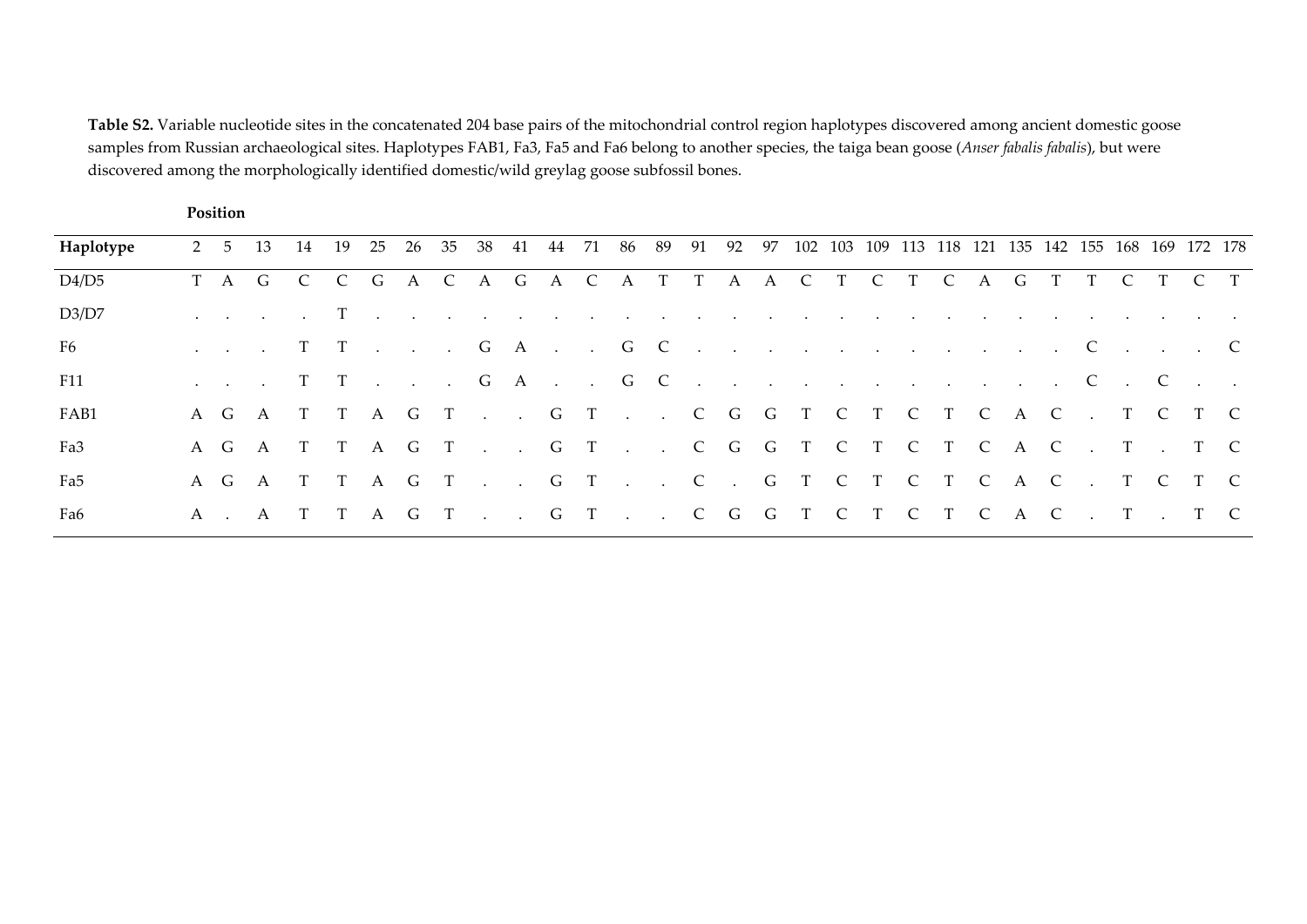**Table S2.** Variable nucleotide sites in the concatenated 204 base pairs of the mitochondrial control region haplotypes discovered among ancient domestic goose samples from Russian archaeological sites. Haplotypes FAB1, Fa3, Fa5 and Fa6 belong to another species, the taiga bean goose (*Anser fabalis fabalis*), but were discovered among the morphologically identified domestic/wild greylag goose subfossil bones.

| | **Position** | | | | | | | | | | | | | | | | | | | | | | | | | | | | |
|---|---|---|---|---|---|---|---|---|---|---|---|---|---|---|---|---|---|---|---|---|---|---|---|---|---|---|---|---|---|
| **Haplotype** | 2 | 5 | 13 | 14 | 19 | 25 | 26 | 35 | 38 | 41 | 44 | 71 | 86 | 89 | 91 | 92 | 97 | 102 | 103 | 109 | 113 | 118 | 121 | 135 | 142 | 155 | 168 | 169 | 172 | 178 |
| D4/D5 | T | A | G | C | C | G | A | C | A | G | A | C | A | T | T | A | A | C | T | C | T | C | A | G | T | T | C | T | C | T |
| D3/D7 | . | . | . | . | T | . | . | . | . | . | . | . | . | . | . | . | . | . | . | . | . | . | . | . | . | . | . | . | . | . |
| F6 | . | . | . | T | T | . | . | . | G | A | . | . | G | C | . | . | . | . | . | . | . | . | . | . | . | C | . | . | . | C |
| F11 | . | . | . | T | T | . | . | . | G | A | . | . | G | C | . | . | . | . | . | . | . | . | . | . | . | C | . | C | . | . |
| FAB1 | A | G | A | T | T | A | G | T | . | . | G | T | . | . | C | G | G | T | C | T | C | T | C | A | C | . | T | C | T | C |
| Fa3 | A | G | A | T | T | A | G | T | . | . | G | T | . | . | C | G | G | T | C | T | C | T | C | A | C | . | T | . | T | C |
| Fa5 | A | G | A | T | T | A | G | T | . | . | G | T | . | . | C | . | G | T | C | T | C | T | C | A | C | . | T | C | T | C |
| Fa6 | A | . | A | T | T | A | G | T | . | . | G | T | . | . | C | G | G | T | C | T | C | T | C | A | C | . | T | . | T | C |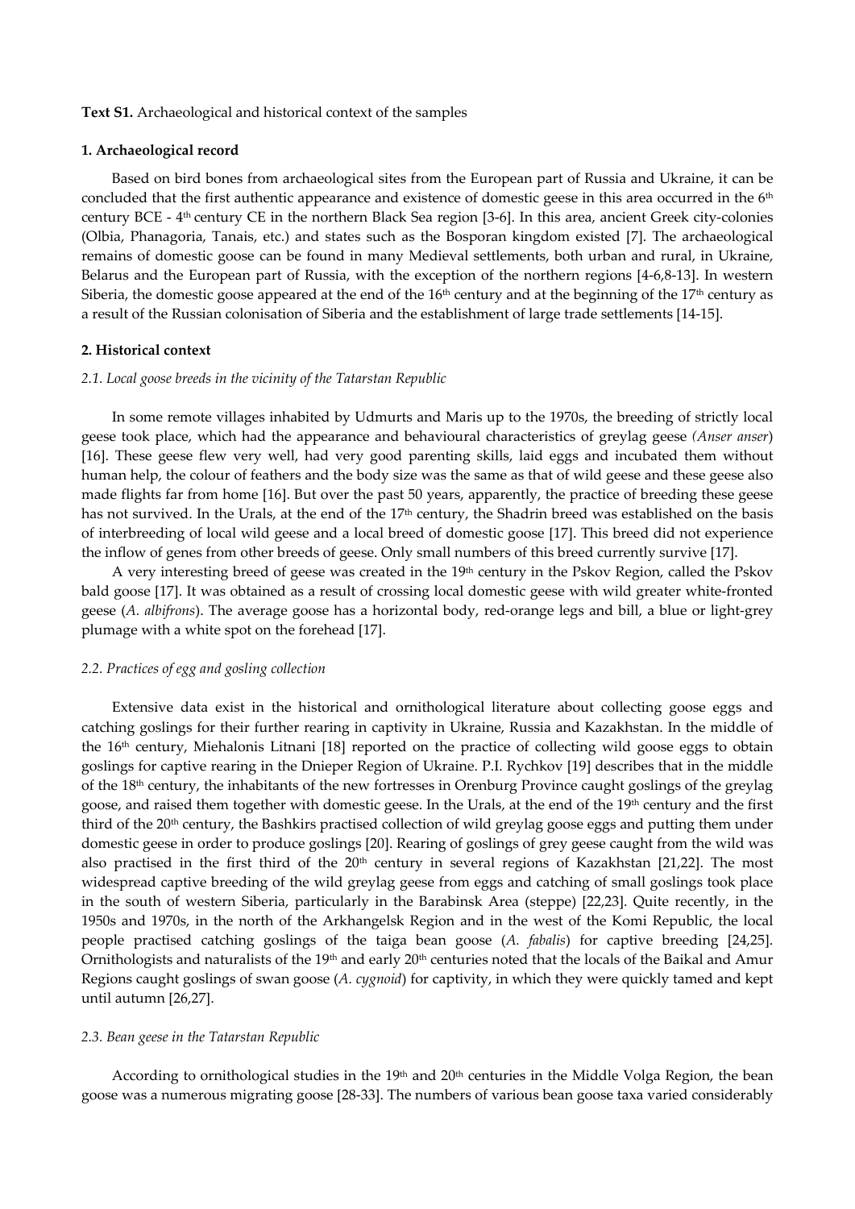**Text S1.** Archaeological and historical context of the samples

**1. Archaeological record**

Based on bird bones from archaeological sites from the European part of Russia and Ukraine, it can be concluded that the first authentic appearance and existence of domestic geese in this area occurred in the 6th century BCE - 4th century CE in the northern Black Sea region [3-6]. In this area, ancient Greek city-colonies (Olbia, Phanagoria, Tanais, etc.) and states such as the Bosporan kingdom existed [7]. The archaeological remains of domestic goose can be found in many Medieval settlements, both urban and rural, in Ukraine, Belarus and the European part of Russia, with the exception of the northern regions [4-6,8-13]. In western Siberia, the domestic goose appeared at the end of the 16th century and at the beginning of the 17th century as a result of the Russian colonisation of Siberia and the establishment of large trade settlements [14-15].

**2. Historical context**

*2.1. Local goose breeds in the vicinity of the Tatarstan Republic*

In some remote villages inhabited by Udmurts and Maris up to the 1970s, the breeding of strictly local geese took place, which had the appearance and behavioural characteristics of greylag geese *(Anser anser)* [16]. These geese flew very well, had very good parenting skills, laid eggs and incubated them without human help, the colour of feathers and the body size was the same as that of wild geese and these geese also made flights far from home [16]. But over the past 50 years, apparently, the practice of breeding these geese has not survived. In the Urals, at the end of the 17th century, the Shadrin breed was established on the basis of interbreeding of local wild geese and a local breed of domestic goose [17]. This breed did not experience the inflow of genes from other breeds of geese. Only small numbers of this breed currently survive [17].

A very interesting breed of geese was created in the 19th century in the Pskov Region, called the Pskov bald goose [17]. It was obtained as a result of crossing local domestic geese with wild greater white-fronted geese (*A. albifrons*). The average goose has a horizontal body, red-orange legs and bill, a blue or light-grey plumage with a white spot on the forehead [17].

*2.2. Practices of egg and gosling collection*

Extensive data exist in the historical and ornithological literature about collecting goose eggs and catching goslings for their further rearing in captivity in Ukraine, Russia and Kazakhstan. In the middle of the 16th century, Miehalonis Litnani [18] reported on the practice of collecting wild goose eggs to obtain goslings for captive rearing in the Dnieper Region of Ukraine. P.I. Rychkov [19] describes that in the middle of the 18th century, the inhabitants of the new fortresses in Orenburg Province caught goslings of the greylag goose, and raised them together with domestic geese. In the Urals, at the end of the 19th century and the first third of the 20th century, the Bashkirs practised collection of wild greylag goose eggs and putting them under domestic geese in order to produce goslings [20]. Rearing of goslings of grey geese caught from the wild was also practised in the first third of the 20th century in several regions of Kazakhstan [21,22]. The most widespread captive breeding of the wild greylag geese from eggs and catching of small goslings took place in the south of western Siberia, particularly in the Barabinsk Area (steppe) [22,23]. Quite recently, in the 1950s and 1970s, in the north of the Arkhangelsk Region and in the west of the Komi Republic, the local people practised catching goslings of the taiga bean goose (*A. fabalis*) for captive breeding [24,25]. Ornithologists and naturalists of the 19th and early 20th centuries noted that the locals of the Baikal and Amur Regions caught goslings of swan goose (*A. cygnoid*) for captivity, in which they were quickly tamed and kept until autumn [26,27].

*2.3. Bean geese in the Tatarstan Republic*

According to ornithological studies in the 19th and 20th centuries in the Middle Volga Region, the bean goose was a numerous migrating goose [28-33]. The numbers of various bean goose taxa varied considerably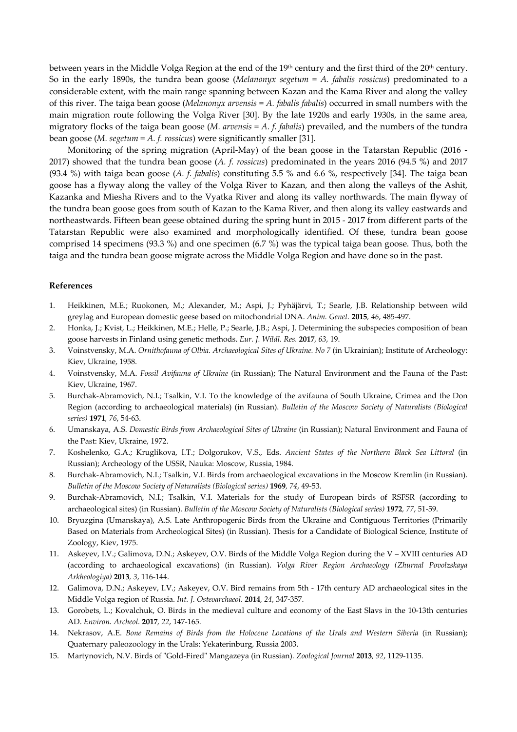between years in the Middle Volga Region at the end of the 19th century and the first third of the 20th century. So in the early 1890s, the tundra bean goose (*Melanonyx segetum* = *A. fabalis rossicus*) predominated to a considerable extent, with the main range spanning between Kazan and the Kama River and along the valley of this river. The taiga bean goose (*Melanonyx arvensis* = *A. fabalis fabalis*) occurred in small numbers with the main migration route following the Volga River [30]. By the late 1920s and early 1930s, in the same area, migratory flocks of the taiga bean goose (*M. arvensis* = *A. f. fabalis*) prevailed, and the numbers of the tundra bean goose (*M. segetum* = *A. f. rossicus*) were significantly smaller [31].

Monitoring of the spring migration (April-May) of the bean goose in the Tatarstan Republic (2016 - 2017) showed that the tundra bean goose (*A. f. rossicus*) predominated in the years 2016 (94.5 %) and 2017 (93.4 %) with taiga bean goose (*A. f. fabalis*) constituting 5.5 % and 6.6 %, respectively [34]. The taiga bean goose has a flyway along the valley of the Volga River to Kazan, and then along the valleys of the Ashit, Kazanka and Miesha Rivers and to the Vyatka River and along its valley northwards. The main flyway of the tundra bean goose goes from south of Kazan to the Kama River, and then along its valley eastwards and northeastwards. Fifteen bean geese obtained during the spring hunt in 2015 - 2017 from different parts of the Tatarstan Republic were also examined and morphologically identified. Of these, tundra bean goose comprised 14 specimens (93.3 %) and one specimen (6.7 %) was the typical taiga bean goose. Thus, both the taiga and the tundra bean goose migrate across the Middle Volga Region and have done so in the past.

## References

1. Heikkinen, M.E.; Ruokonen, M.; Alexander, M.; Aspi, J.; Pyhäjärvi, T.; Searle, J.B. Relationship between wild greylag and European domestic geese based on mitochondrial DNA. *Anim. Genet.* **2015**, *46*, 485-497.
2. Honka, J.; Kvist, L.; Heikkinen, M.E.; Helle, P.; Searle, J.B.; Aspi, J. Determining the subspecies composition of bean goose harvests in Finland using genetic methods. *Eur. J. Wildl. Res.* **2017**, *63*, 19.
3. Voinstvensky, M.A. *Ornithofauna of Olbia. Archaeological Sites of Ukraine. No 7* (in Ukrainian); Institute of Archeology: Kiev, Ukraine, 1958.
4. Voinstvensky, M.A. *Fossil Avifauna of Ukraine* (in Russian); The Natural Environment and the Fauna of the Past: Kiev, Ukraine, 1967.
5. Burchak-Abramovich, N.I.; Tsalkin, V.I. To the knowledge of the avifauna of South Ukraine, Crimea and the Don Region (according to archaeological materials) (in Russian). *Bulletin of the Moscow Society of Naturalists (Biological series)* **1971**, *76*, 54-63.
6. Umanskaya, A.S. *Domestic Birds from Archaeological Sites of Ukraine* (in Russian); Natural Environment and Fauna of the Past: Kiev, Ukraine, 1972.
7. Koshelenko, G.A.; Kruglikova, I.T.; Dolgorukov, V.S., Eds. *Ancient States of the Northern Black Sea Littoral* (in Russian); Archeology of the USSR, Nauka: Moscow, Russia, 1984.
8. Burchak-Abramovich, N.I.; Tsalkin, V.I. Birds from archaeological excavations in the Moscow Kremlin (in Russian). *Bulletin of the Moscow Society of Naturalists (Biological series)* **1969**, *74*, 49-53.
9. Burchak-Abramovich, N.I.; Tsalkin, V.I. Materials for the study of European birds of RSFSR (according to archaeological sites) (in Russian). *Bulletin of the Moscow Society of Naturalists (Biological series)* **1972**, *77*, 51-59.
10. Bryuzgina (Umanskaya), A.S. Late Anthropogenic Birds from the Ukraine and Contiguous Territories (Primarily Based on Materials from Archeological Sites) (in Russian). Thesis for a Candidate of Biological Science, Institute of Zoology, Kiev, 1975.
11. Askeyev, I.V.; Galimova, D.N.; Askeyev, O.V. Birds of the Middle Volga Region during the V – XVIII centuries AD (according to archaeological excavations) (in Russian). *Volga River Region Archaeology (Zhurnal Povolzskaya Arkheologiya)* **2013**, *3*, 116-144.
12. Galimova, D.N.; Askeyev, I.V.; Askeyev, O.V. Bird remains from 5th - 17th century AD archaeological sites in the Middle Volga region of Russia. *Int. J. Osteoarchaeol.* **2014**, *24*, 347-357.
13. Gorobets, L.; Kovalchuk, O. Birds in the medieval culture and economy of the East Slavs in the 10-13th centuries AD. *Environ. Archeol.* **2017**, *22*, 147-165.
14. Nekrasov, A.E. *Bone Remains of Birds from the Holocene Locations of the Urals and Western Siberia* (in Russian); Quaternary paleozoology in the Urals: Yekaterinburg, Russia 2003.
15. Martynovich, N.V. Birds of "Gold-Fired" Mangazeya (in Russian). *Zoological Journal* **2013**, *92*, 1129-1135.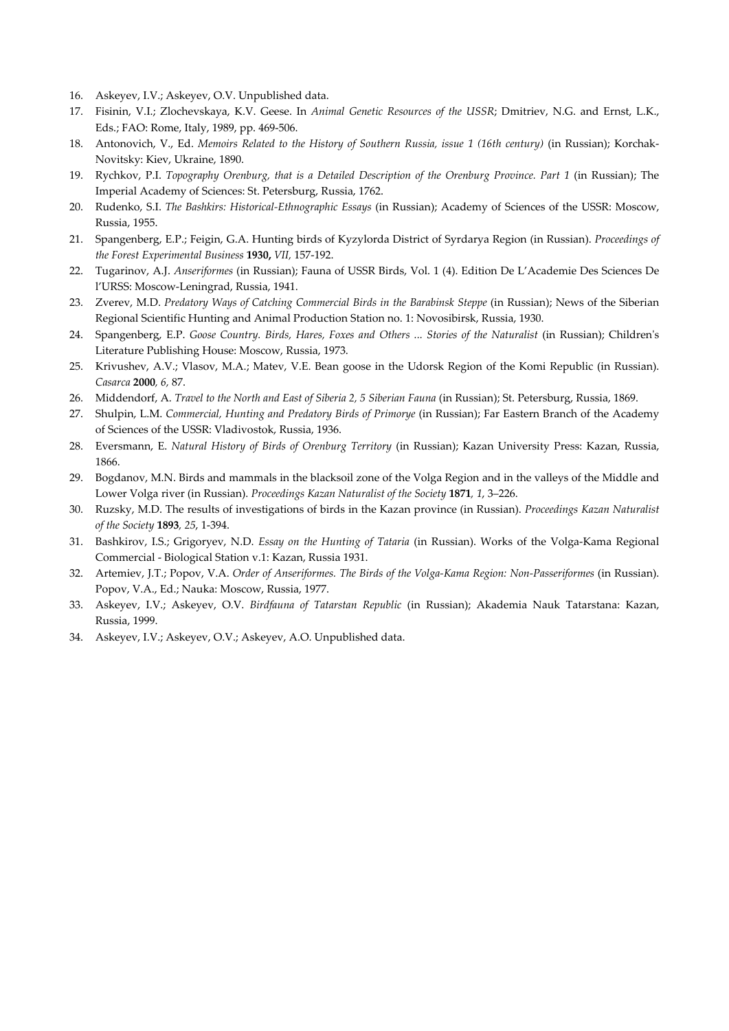16. Askeyev, I.V.; Askeyev, O.V. Unpublished data.
17. Fisinin, V.I.; Zlochevskaya, K.V. Geese. In *Animal Genetic Resources of the USSR*; Dmitriev, N.G. and Ernst, L.K., Eds.; FAO: Rome, Italy, 1989, pp. 469-506.
18. Antonovich, V., Ed. *Memoirs Related to the History of Southern Russia, issue 1 (16th century)* (in Russian); Korchak-Novitsky: Kiev, Ukraine, 1890.
19. Rychkov, P.I. *Topography Orenburg, that is a Detailed Description of the Orenburg Province. Part 1* (in Russian); The Imperial Academy of Sciences: St. Petersburg, Russia, 1762.
20. Rudenko, S.I. *The Bashkirs: Historical-Ethnographic Essays* (in Russian); Academy of Sciences of the USSR: Moscow, Russia, 1955.
21. Spangenberg, E.P.; Feigin, G.A. Hunting birds of Kyzylorda District of Syrdarya Region (in Russian). *Proceedings of the Forest Experimental Business* **1930,** *VII,* 157-192.
22. Tugarinov, A.J. *Anseriformes* (in Russian); Fauna of USSR Birds, Vol. 1 (4). Edition De L'Academie Des Sciences De l'URSS: Moscow-Leningrad, Russia, 1941.
23. Zverev, M.D. *Predatory Ways of Catching Commercial Birds in the Barabinsk Steppe* (in Russian); News of the Siberian Regional Scientific Hunting and Animal Production Station no. 1: Novosibirsk, Russia, 1930.
24. Spangenberg, E.P. *Goose Country. Birds, Hares, Foxes and Others ... Stories of the Naturalist* (in Russian); Children's Literature Publishing House: Moscow, Russia, 1973.
25. Krivushev, A.V.; Vlasov, M.A.; Matev, V.E. Bean goose in the Udorsk Region of the Komi Republic (in Russian). *Casarca* **2000***, 6,* 87.
26. Middendorf, A. *Travel to the North and East of Siberia 2, 5 Siberian Fauna* (in Russian); St. Petersburg, Russia, 1869.
27. Shulpin, L.M. *Commercial, Hunting and Predatory Birds of Primorye* (in Russian); Far Eastern Branch of the Academy of Sciences of the USSR: Vladivostok, Russia, 1936.
28. Eversmann, E. *Natural History of Birds of Orenburg Territory* (in Russian); Kazan University Press: Kazan, Russia, 1866.
29. Bogdanov, M.N. Birds and mammals in the blacksoil zone of the Volga Region and in the valleys of the Middle and Lower Volga river (in Russian). *Proceedings Kazan Naturalist of the Society* **1871***, 1*, 3–226.
30. Ruzsky, M.D. The results of investigations of birds in the Kazan province (in Russian). *Proceedings Kazan Naturalist of the Society* **1893***, 25*, 1-394.
31. Bashkirov, I.S.; Grigoryev, N.D. *Essay on the Hunting of Tataria* (in Russian). Works of the Volga-Kama Regional Commercial - Biological Station v.1: Kazan, Russia 1931.
32. Artemiev, J.T.; Popov, V.A. *Order of Anseriformes. The Birds of the Volga-Kama Region: Non-Passeriformes* (in Russian). Popov, V.A., Ed.; Nauka: Moscow, Russia, 1977.
33. Askeyev, I.V.; Askeyev, O.V. *Birdfauna of Tatarstan Republic* (in Russian); Akademia Nauk Tatarstana: Kazan, Russia, 1999.
34. Askeyev, I.V.; Askeyev, O.V.; Askeyev, A.O. Unpublished data.